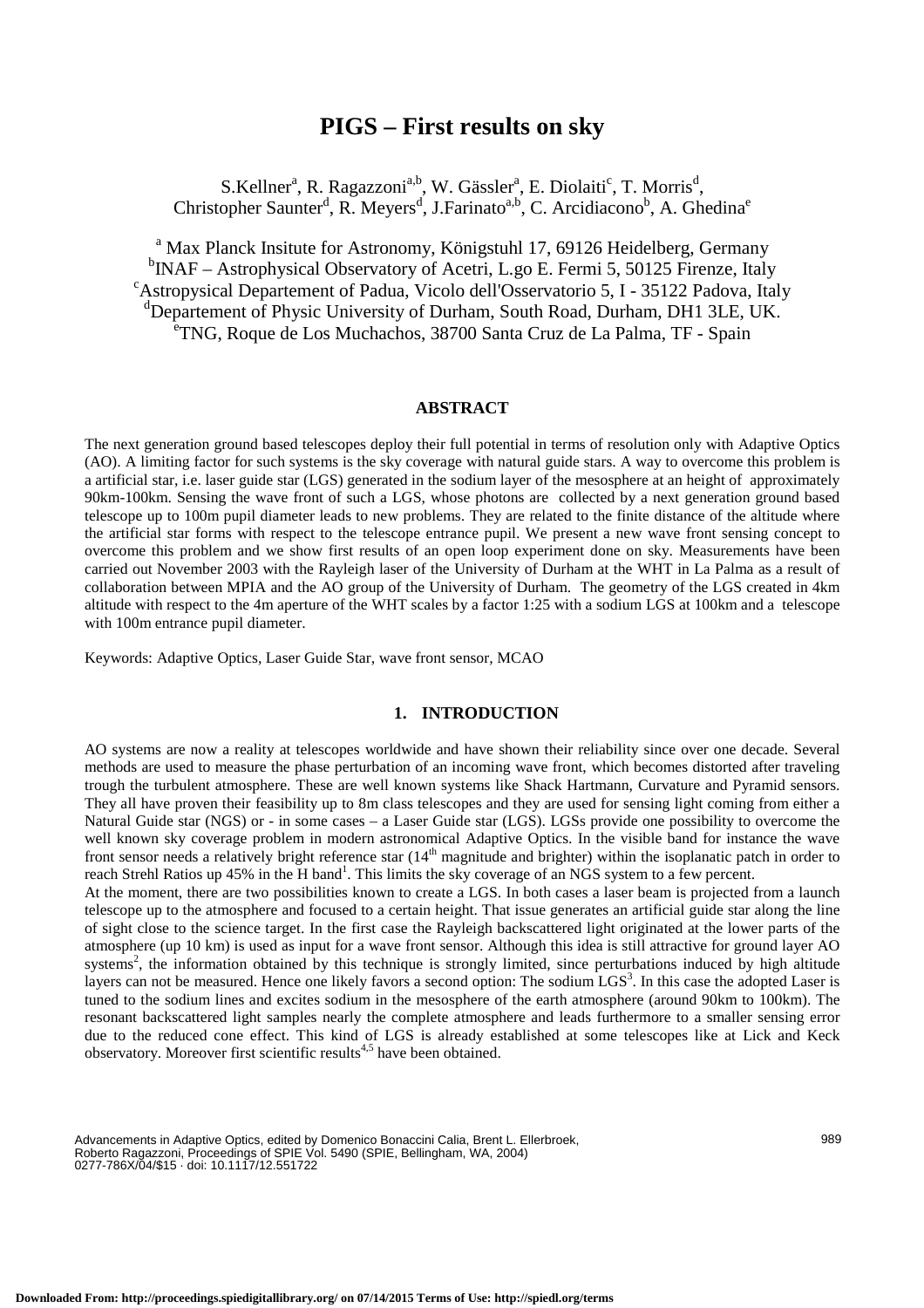# PIGS – First results on sky

S.Kellner[a], R. Ragazzoni[a,b], W. Gässler[a], E. Diolaiti[c], T. Morris[d], Christopher Saunter[d], R. Meyers[d], J.Farinato[a,b], C. Arcidiacono[b], A. Ghedina[e]

[a] Max Planck Insitute for Astronomy, Königstuhl 17, 69126 Heidelberg, Germany
[b]INAF – Astrophysical Observatory of Acetri, L.go E. Fermi 5, 50125 Firenze, Italy
[c]Astropysical Departement of Padua, Vicolo dell'Osservatorio 5, I - 35122 Padova, Italy
[d]Departement of Physic University of Durham, South Road, Durham, DH1 3LE, UK.
[e]TNG, Roque de Los Muchachos, 38700 Santa Cruz de La Palma, TF - Spain

## ABSTRACT

The next generation ground based telescopes deploy their full potential in terms of resolution only with Adaptive Optics (AO). A limiting factor for such systems is the sky coverage with natural guide stars. A way to overcome this problem is a artificial star, i.e. laser guide star (LGS) generated in the sodium layer of the mesosphere at an height of approximately 90km-100km. Sensing the wave front of such a LGS, whose photons are collected by a next generation ground based telescope up to 100m pupil diameter leads to new problems. They are related to the finite distance of the altitude where the artificial star forms with respect to the telescope entrance pupil. We present a new wave front sensing concept to overcome this problem and we show first results of an open loop experiment done on sky. Measurements have been carried out November 2003 with the Rayleigh laser of the University of Durham at the WHT in La Palma as a result of collaboration between MPIA and the AO group of the University of Durham. The geometry of the LGS created in 4km altitude with respect to the 4m aperture of the WHT scales by a factor 1:25 with a sodium LGS at 100km and a telescope with 100m entrance pupil diameter.

Keywords: Adaptive Optics, Laser Guide Star, wave front sensor, MCAO

## 1. INTRODUCTION

AO systems are now a reality at telescopes worldwide and have shown their reliability since over one decade. Several methods are used to measure the phase perturbation of an incoming wave front, which becomes distorted after traveling trough the turbulent atmosphere. These are well known systems like Shack Hartmann, Curvature and Pyramid sensors. They all have proven their feasibility up to 8m class telescopes and they are used for sensing light coming from either a Natural Guide star (NGS) or - in some cases – a Laser Guide star (LGS). LGSs provide one possibility to overcome the well known sky coverage problem in modern astronomical Adaptive Optics. In the visible band for instance the wave front sensor needs a relatively bright reference star ($14^{th}$ magnitude and brighter) within the isoplanatic patch in order to reach Strehl Ratios up 45% in the H band[1]. This limits the sky coverage of an NGS system to a few percent.

At the moment, there are two possibilities known to create a LGS. In both cases a laser beam is projected from a launch telescope up to the atmosphere and focused to a certain height. That issue generates an artificial guide star along the line of sight close to the science target. In the first case the Rayleigh backscattered light originated at the lower parts of the atmosphere (up 10 km) is used as input for a wave front sensor. Although this idea is still attractive for ground layer AO systems[2], the information obtained by this technique is strongly limited, since perturbations induced by high altitude layers can not be measured. Hence one likely favors a second option: The sodium LGS[3]. In this case the adopted Laser is tuned to the sodium lines and excites sodium in the mesosphere of the earth atmosphere (around 90km to 100km). The resonant backscattered light samples nearly the complete atmosphere and leads furthermore to a smaller sensing error due to the reduced cone effect. This kind of LGS is already established at some telescopes like at Lick and Keck observatory. Moreover first scientific results[4,5] have been obtained.

Advancements in Adaptive Optics, edited by Domenico Bonaccini Calia, Brent L. Ellerbroek, Roberto Ragazzoni, Proceedings of SPIE Vol. 5490 (SPIE, Bellingham, WA, 2004)
0277-786X/04/$15 · doi: 10.1117/12.551722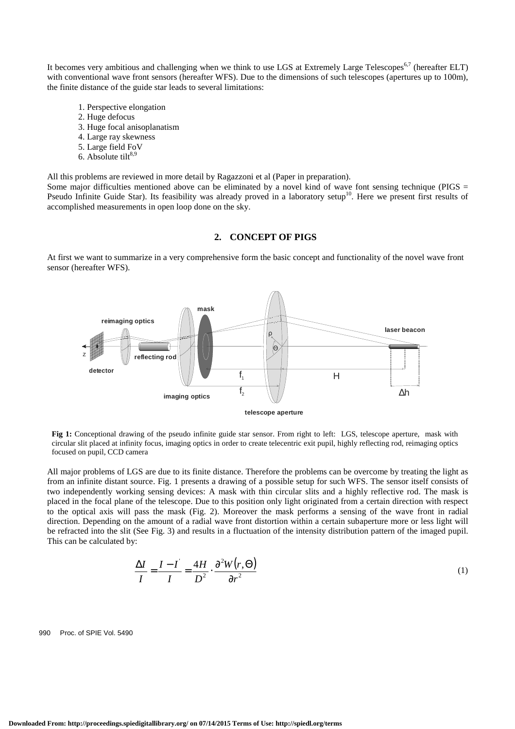It becomes very ambitious and challenging when we think to use LGS at Extremely Large Telescopes[6,7] (hereafter ELT) with conventional wave front sensors (hereafter WFS). Due to the dimensions of such telescopes (apertures up to 100m), the finite distance of the guide star leads to several limitations:

1. Perspective elongation
2. Huge defocus
3. Huge focal anisoplanatism
4. Large ray skewness
5. Large field FoV
6. Absolute tilt[8,9]

All this problems are reviewed in more detail by Ragazzoni et al (Paper in preparation).
Some major difficulties mentioned above can be eliminated by a novel kind of wave font sensing technique (PIGS = Pseudo Infinite Guide Star). Its feasibility was already proved in a laboratory setup[10]. Here we present first results of accomplished measurements in open loop done on the sky.

## 2. CONCEPT OF PIGS

At first we want to summarize in a very comprehensive form the basic concept and functionality of the novel wave front sensor (hereafter WFS).

**Fig 1:** Conceptional drawing of the pseudo infinite guide star sensor. From right to left: LGS, telescope aperture, mask with circular slit placed at infinity focus, imaging optics in order to create telecentric exit pupil, highly reflecting rod, reimaging optics focused on pupil, CCD camera

All major problems of LGS are due to its finite distance. Therefore the problems can be overcome by treating the light as from an infinite distant source. Fig. 1 presents a drawing of a possible setup for such WFS. The sensor itself consists of two independently working sensing devices: A mask with thin circular slits and a highly reflective rod. The mask is placed in the focal plane of the telescope. Due to this position only light originated from a certain direction with respect to the optical axis will pass the mask (Fig. 2). Moreover the mask performs a sensing of the wave front in radial direction. Depending on the amount of a radial wave front distortion within a certain subaperture more or less light will be refracted into the slit (See Fig. 3) and results in a fluctuation of the intensity distribution pattern of the imaged pupil. This can be calculated by:

$$\frac{\Delta I}{I} = \frac{I - I'}{I} = \frac{4H}{D^2} \cdot \frac{\partial^2 W(r, \Theta)}{\partial r^2} \tag{1}$$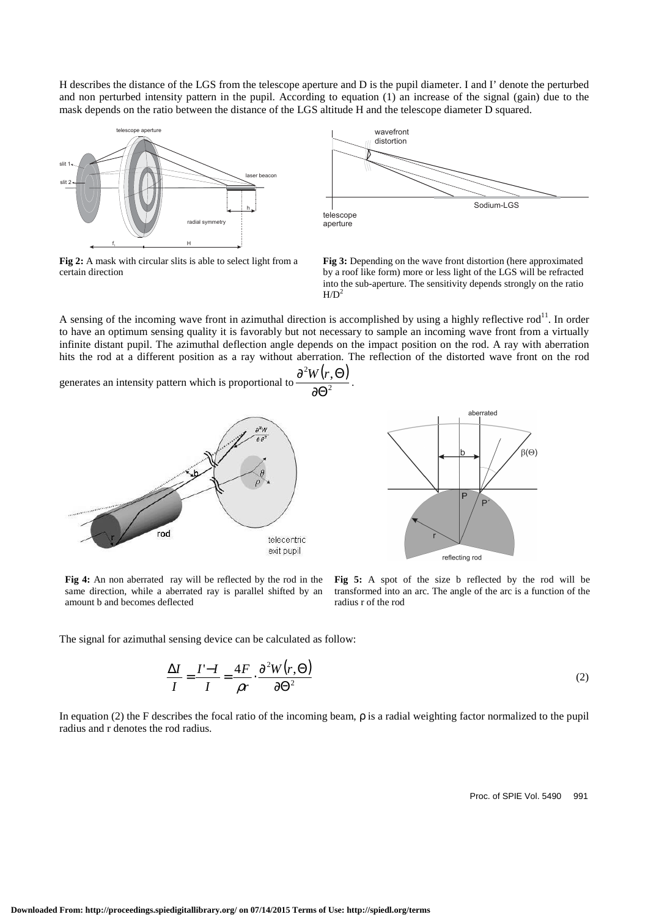H describes the distance of the LGS from the telescope aperture and D is the pupil diameter. I and I' denote the perturbed and non perturbed intensity pattern in the pupil. According to equation (1) an increase of the signal (gain) due to the mask depends on the ratio between the distance of the LGS altitude H and the telescope diameter D squared.

**Fig 2:** A mask with circular slits is able to select light from a certain direction

**Fig 3:** Depending on the wave front distortion (here approximated by a roof like form) more or less light of the LGS will be refracted into the sub-aperture. The sensitivity depends strongly on the ratio $H/D^2$

A sensing of the incoming wave front in azimuthal direction is accomplished by using a highly reflective rod[11]. In order to have an optimum sensing quality it is favorably but not necessary to sample an incoming wave front from a virtually infinite distant pupil. The azimuthal deflection angle depends on the impact position on the rod. A ray with aberration hits the rod at a different position as a ray without aberration. The reflection of the distorted wave front on the rod generates an intensity pattern which is proportional to $\frac{\partial^2 W(r,\Theta)}{\partial \Theta^2}$.

**Fig 4:** An non aberrated ray will be reflected by the rod in the same direction, while a aberrated ray is parallel shifted by an amount b and becomes deflected

**Fig 5:** A spot of the size b reflected by the rod will be transformed into an arc. The angle of the arc is a function of the radius r of the rod

The signal for azimuthal sensing device can be calculated as follow:

$$\frac{\Delta I}{I} = \frac{I' - I}{I} = \frac{4F}{\rho r} \cdot \frac{\partial^2 W(r,\Theta)}{\partial \Theta^2} \tag{2}$$

In equation (2) the F describes the focal ratio of the incoming beam, $\rho$ is a radial weighting factor normalized to the pupil radius and r denotes the rod radius.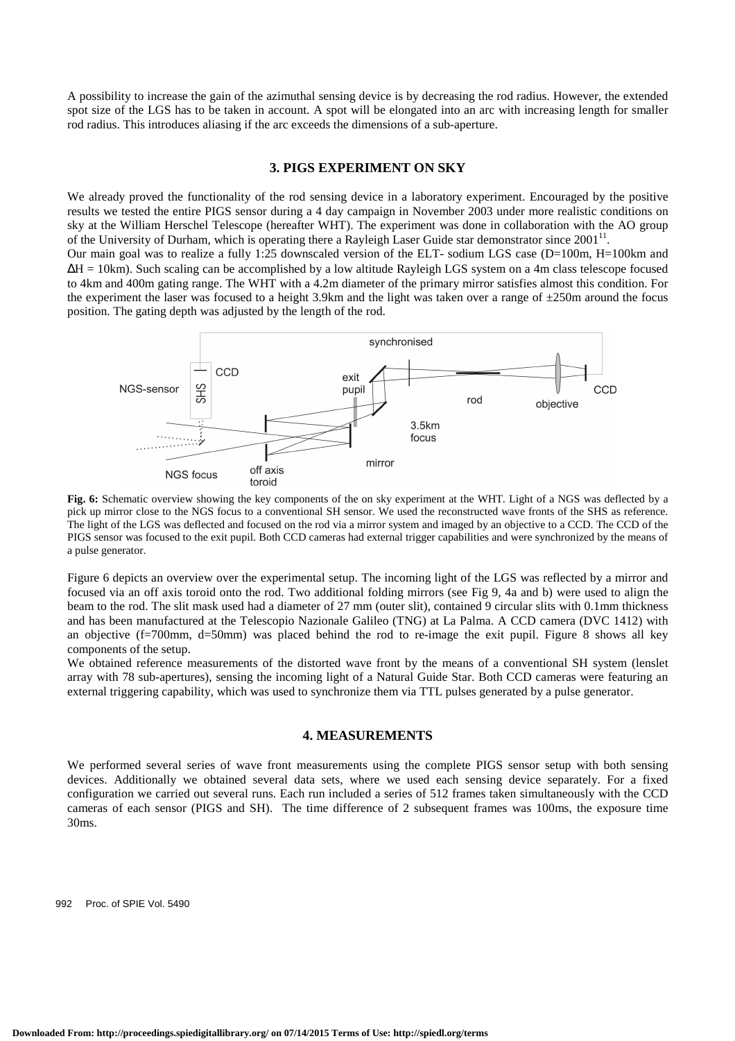A possibility to increase the gain of the azimuthal sensing device is by decreasing the rod radius. However, the extended spot size of the LGS has to be taken in account. A spot will be elongated into an arc with increasing length for smaller rod radius. This introduces aliasing if the arc exceeds the dimensions of a sub-aperture.

## 3. PIGS EXPERIMENT ON SKY

We already proved the functionality of the rod sensing device in a laboratory experiment. Encouraged by the positive results we tested the entire PIGS sensor during a 4 day campaign in November 2003 under more realistic conditions on sky at the William Herschel Telescope (hereafter WHT). The experiment was done in collaboration with the AO group of the University of Durham, which is operating there a Rayleigh Laser Guide star demonstrator since 2001[11].

Our main goal was to realize a fully 1:25 downscaled version of the ELT- sodium LGS case (D=100m, H=100km and $\Delta$H = 10km). Such scaling can be accomplished by a low altitude Rayleigh LGS system on a 4m class telescope focused to 4km and 400m gating range. The WHT with a 4.2m diameter of the primary mirror satisfies almost this condition. For the experiment the laser was focused to a height 3.9km and the light was taken over a range of ±250m around the focus position. The gating depth was adjusted by the length of the rod.

**Fig. 6:** Schematic overview showing the key components of the on sky experiment at the WHT. Light of a NGS was deflected by a pick up mirror close to the NGS focus to a conventional SH sensor. We used the reconstructed wave fronts of the SHS as reference. The light of the LGS was deflected and focused on the rod via a mirror system and imaged by an objective to a CCD. The CCD of the PIGS sensor was focused to the exit pupil. Both CCD cameras had external trigger capabilities and were synchronized by the means of a pulse generator.

Figure 6 depicts an overview over the experimental setup. The incoming light of the LGS was reflected by a mirror and focused via an off axis toroid onto the rod. Two additional folding mirrors (see Fig 9, 4a and b) were used to align the beam to the rod. The slit mask used had a diameter of 27 mm (outer slit), contained 9 circular slits with 0.1mm thickness and has been manufactured at the Telescopio Nazionale Galileo (TNG) at La Palma. A CCD camera (DVC 1412) with an objective (f=700mm, d=50mm) was placed behind the rod to re-image the exit pupil. Figure 8 shows all key components of the setup.

We obtained reference measurements of the distorted wave front by the means of a conventional SH system (lenslet array with 78 sub-apertures), sensing the incoming light of a Natural Guide Star. Both CCD cameras were featuring an external triggering capability, which was used to synchronize them via TTL pulses generated by a pulse generator.

## 4. MEASUREMENTS

We performed several series of wave front measurements using the complete PIGS sensor setup with both sensing devices. Additionally we obtained several data sets, where we used each sensing device separately. For a fixed configuration we carried out several runs. Each run included a series of 512 frames taken simultaneously with the CCD cameras of each sensor (PIGS and SH). The time difference of 2 subsequent frames was 100ms, the exposure time 30ms.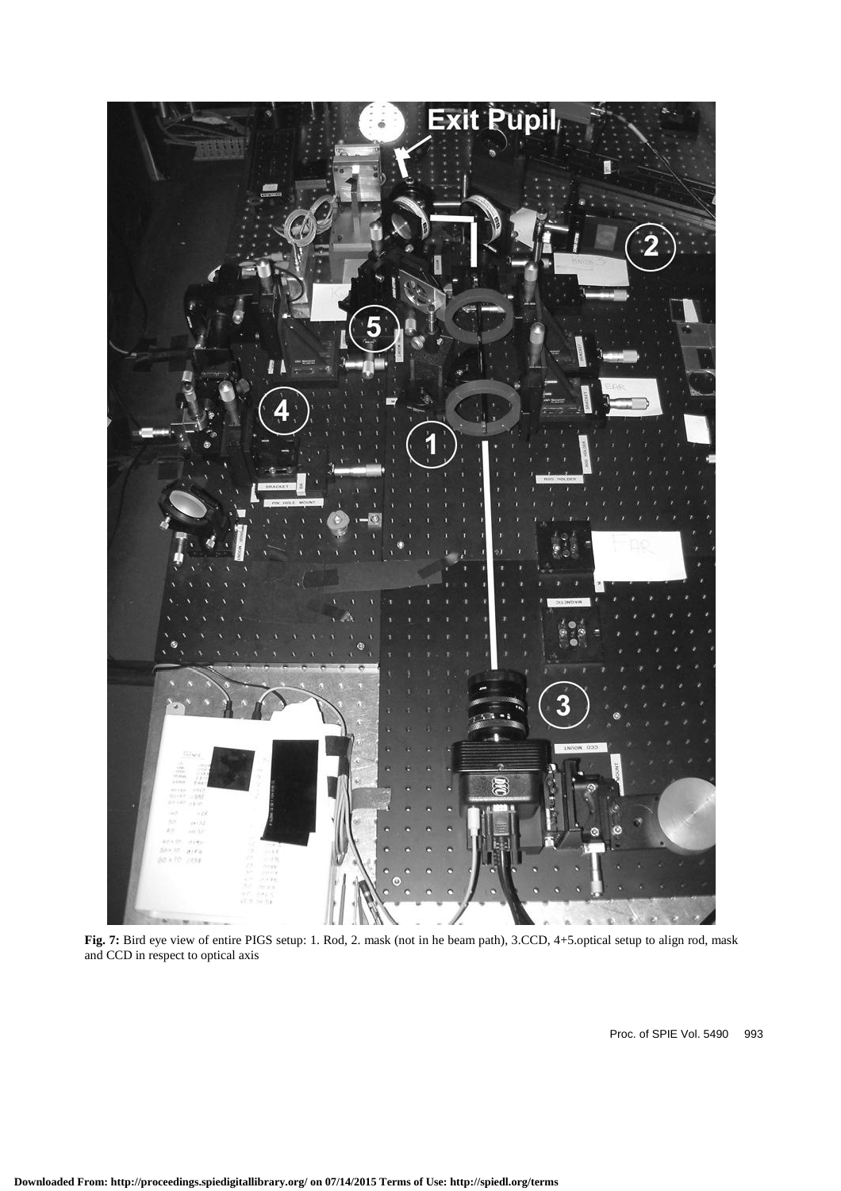**Fig. 7:** Bird eye view of entire PIGS setup: 1. Rod, 2. mask (not in he beam path), 3.CCD, 4+5.optical setup to align rod, mask and CCD in respect to optical axis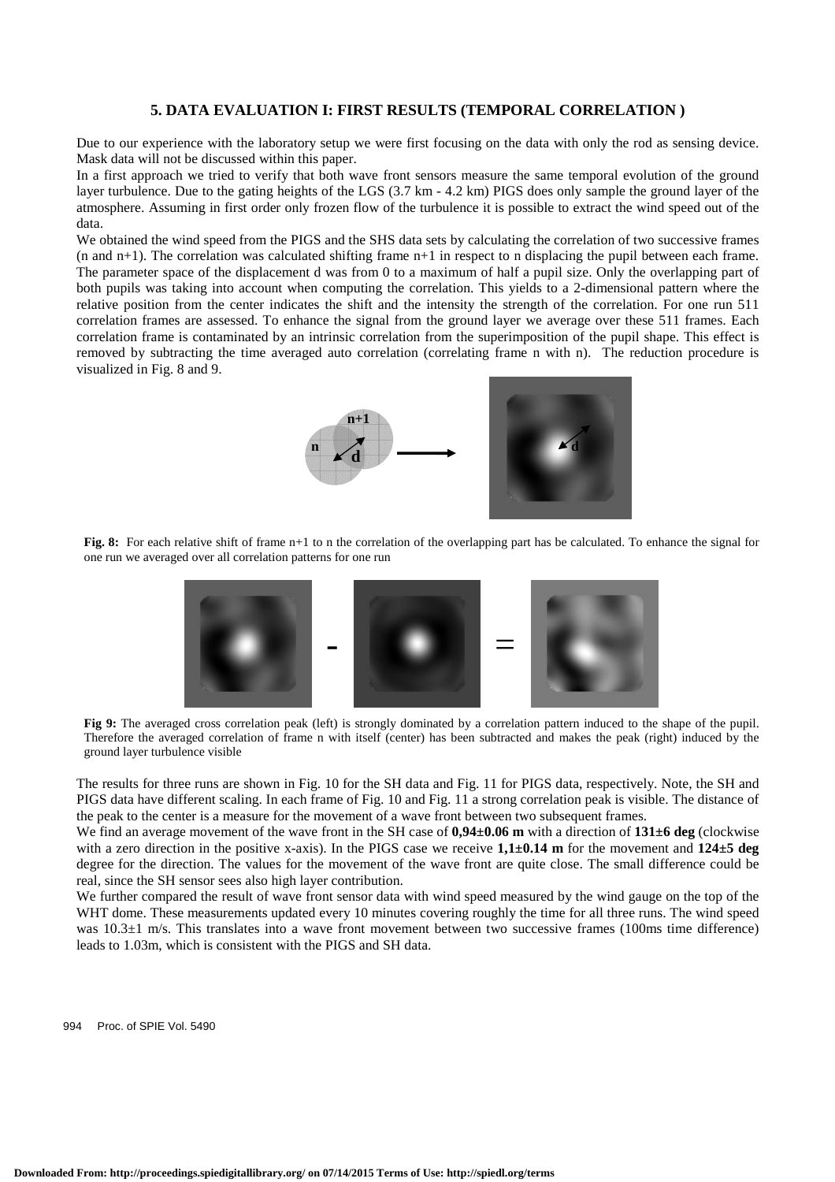## 5. DATA EVALUATION I: FIRST RESULTS (TEMPORAL CORRELATION )

Due to our experience with the laboratory setup we were first focusing on the data with only the rod as sensing device. Mask data will not be discussed within this paper.

In a first approach we tried to verify that both wave front sensors measure the same temporal evolution of the ground layer turbulence. Due to the gating heights of the LGS (3.7 km - 4.2 km) PIGS does only sample the ground layer of the atmosphere. Assuming in first order only frozen flow of the turbulence it is possible to extract the wind speed out of the data.

We obtained the wind speed from the PIGS and the SHS data sets by calculating the correlation of two successive frames (n and n+1). The correlation was calculated shifting frame n+1 in respect to n displacing the pupil between each frame. The parameter space of the displacement d was from 0 to a maximum of half a pupil size. Only the overlapping part of both pupils was taking into account when computing the correlation. This yields to a 2-dimensional pattern where the relative position from the center indicates the shift and the intensity the strength of the correlation. For one run 511 correlation frames are assessed. To enhance the signal from the ground layer we average over these 511 frames. Each correlation frame is contaminated by an intrinsic correlation from the superimposition of the pupil shape. This effect is removed by subtracting the time averaged auto correlation (correlating frame n with n). The reduction procedure is visualized in Fig. 8 and 9.

**Fig. 8:** For each relative shift of frame n+1 to n the correlation of the overlapping part has be calculated. To enhance the signal for one run we averaged over all correlation patterns for one run

**Fig 9:** The averaged cross correlation peak (left) is strongly dominated by a correlation pattern induced to the shape of the pupil. Therefore the averaged correlation of frame n with itself (center) has been subtracted and makes the peak (right) induced by the ground layer turbulence visible

The results for three runs are shown in Fig. 10 for the SH data and Fig. 11 for PIGS data, respectively. Note, the SH and PIGS data have different scaling. In each frame of Fig. 10 and Fig. 11 a strong correlation peak is visible. The distance of the peak to the center is a measure for the movement of a wave front between two subsequent frames.

We find an average movement of the wave front in the SH case of **0,94±0.06 m** with a direction of **131±6 deg** (clockwise with a zero direction in the positive x-axis). In the PIGS case we receive **1,1±0.14 m** for the movement and **124±5 deg** degree for the direction. The values for the movement of the wave front are quite close. The small difference could be real, since the SH sensor sees also high layer contribution.

We further compared the result of wave front sensor data with wind speed measured by the wind gauge on the top of the WHT dome. These measurements updated every 10 minutes covering roughly the time for all three runs. The wind speed was 10.3±1 m/s. This translates into a wave front movement between two successive frames (100ms time difference) leads to 1.03m, which is consistent with the PIGS and SH data.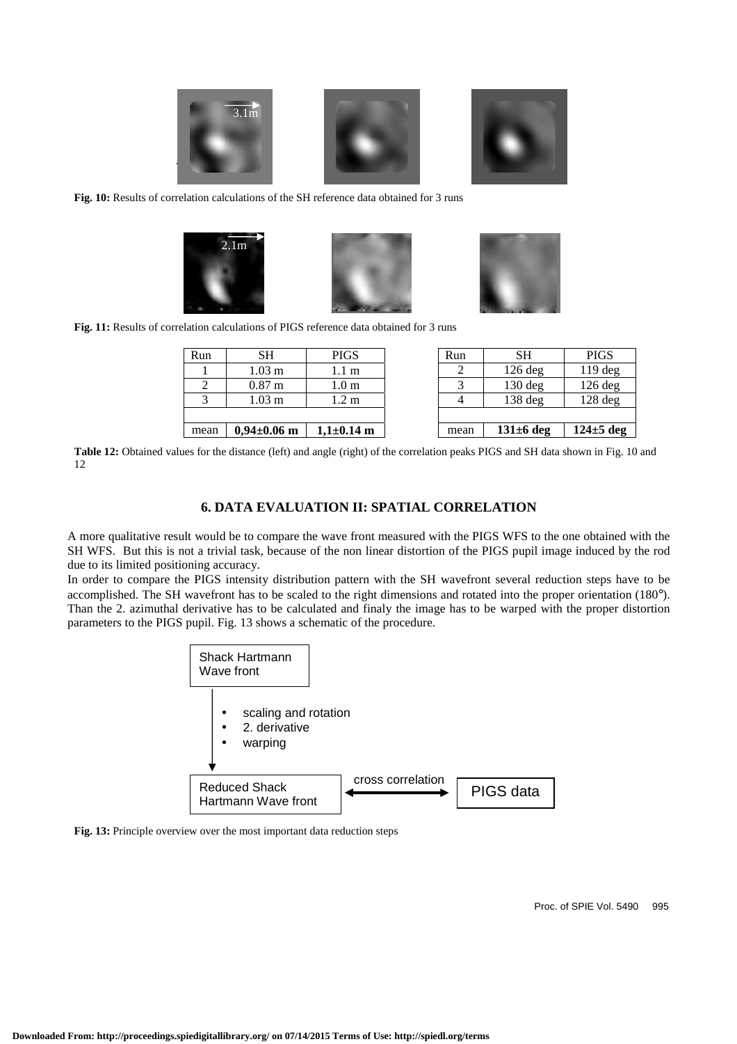**Fig. 10:** Results of correlation calculations of the SH reference data obtained for 3 runs

**Fig. 11:** Results of correlation calculations of PIGS reference data obtained for 3 runs

| Run | SH | PIGS |
|---|---|---|
| 1 | 1.03 m | 1.1 m |
| 2 | 0.87 m | 1.0 m |
| 3 | 1.03 m | 1.2 m |
| | | |
| mean | **0,94±0.06 m** | **1,1±0.14 m** |

| Run | SH | PIGS |
|---|---|---|
| 2 | 126 deg | 119 deg |
| 3 | 130 deg | 126 deg |
| 4 | 138 deg | 128 deg |
| | | |
| mean | **131±6 deg** | **124±5 deg** |

**Table 12:** Obtained values for the distance (left) and angle (right) of the correlation peaks PIGS and SH data shown in Fig. 10 and 12

## 6. DATA EVALUATION II: SPATIAL CORRELATION

A more qualitative result would be to compare the wave front measured with the PIGS WFS to the one obtained with the SH WFS. But this is not a trivial task, because of the non linear distortion of the PIGS pupil image induced by the rod due to its limited positioning accuracy.

In order to compare the PIGS intensity distribution pattern with the SH wavefront several reduction steps have to be accomplished. The SH wavefront has to be scaled to the right dimensions and rotated into the proper orientation (180°). Than the 2. azimuthal derivative has to be calculated and finaly the image has to be warped with the proper distortion parameters to the PIGS pupil. Fig. 13 shows a schematic of the procedure.

Shack Hartmann Wave front

- scaling and rotation
- 2. derivative
- warping

Reduced Shack Hartmann Wave front ← cross correlation → PIGS data

**Fig. 13:** Principle overview over the most important data reduction steps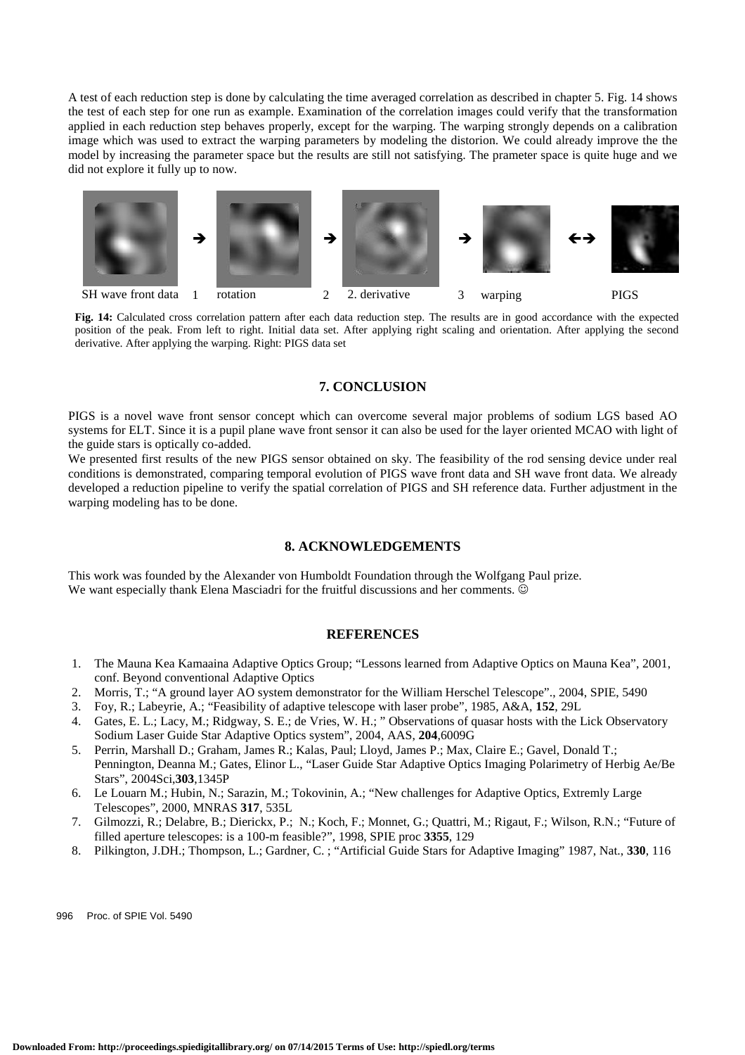A test of each reduction step is done by calculating the time averaged correlation as described in chapter 5. Fig. 14 shows the test of each step for one run as example. Examination of the correlation images could verify that the transformation applied in each reduction step behaves properly, except for the warping. The warping strongly depends on a calibration image which was used to extract the warping parameters by modeling the distorion. We could already improve the the model by increasing the parameter space but the results are still not satisfying. The prameter space is quite huge and we did not explore it fully up to now.

SH wave front data 1 rotation 2 2. derivative 3 warping PIGS

**Fig. 14:** Calculated cross correlation pattern after each data reduction step. The results are in good accordance with the expected position of the peak. From left to right. Initial data set. After applying right scaling and orientation. After applying the second derivative. After applying the warping. Right: PIGS data set

## 7. CONCLUSION

PIGS is a novel wave front sensor concept which can overcome several major problems of sodium LGS based AO systems for ELT. Since it is a pupil plane wave front sensor it can also be used for the layer oriented MCAO with light of the guide stars is optically co-added.

We presented first results of the new PIGS sensor obtained on sky. The feasibility of the rod sensing device under real conditions is demonstrated, comparing temporal evolution of PIGS wave front data and SH wave front data. We already developed a reduction pipeline to verify the spatial correlation of PIGS and SH reference data. Further adjustment in the warping modeling has to be done.

## 8. ACKNOWLEDGEMENTS

This work was founded by the Alexander von Humboldt Foundation through the Wolfgang Paul prize.
We want especially thank Elena Masciadri for the fruitful discussions and her comments. ☺

## REFERENCES

1. The Mauna Kea Kamaaina Adaptive Optics Group; "Lessons learned from Adaptive Optics on Mauna Kea", 2001, conf. Beyond conventional Adaptive Optics
2. Morris, T.; "A ground layer AO system demonstrator for the William Herschel Telescope"., 2004, SPIE, 5490
3. Foy, R.; Labeyrie, A.; "Feasibility of adaptive telescope with laser probe", 1985, A&A, **152**, 29L
4. Gates, E. L.; Lacy, M.; Ridgway, S. E.; de Vries, W. H.; " Observations of quasar hosts with the Lick Observatory Sodium Laser Guide Star Adaptive Optics system", 2004, AAS, **204**,6009G
5. Perrin, Marshall D.; Graham, James R.; Kalas, Paul; Lloyd, James P.; Max, Claire E.; Gavel, Donald T.; Pennington, Deanna M.; Gates, Elinor L., "Laser Guide Star Adaptive Optics Imaging Polarimetry of Herbig Ae/Be Stars", 2004Sci,**303**,1345P
6. Le Louarn M.; Hubin, N.; Sarazin, M.; Tokovinin, A.; "New challenges for Adaptive Optics, Extremly Large Telescopes", 2000, MNRAS **317**, 535L
7. Gilmozzi, R.; Delabre, B.; Dierickx, P.; N.; Koch, F.; Monnet, G.; Quattri, M.; Rigaut, F.; Wilson, R.N.; "Future of filled aperture telescopes: is a 100-m feasible?", 1998, SPIE proc **3355**, 129
8. Pilkington, J.DH.; Thompson, L.; Gardner, C. ; "Artificial Guide Stars for Adaptive Imaging" 1987, Nat., **330**, 116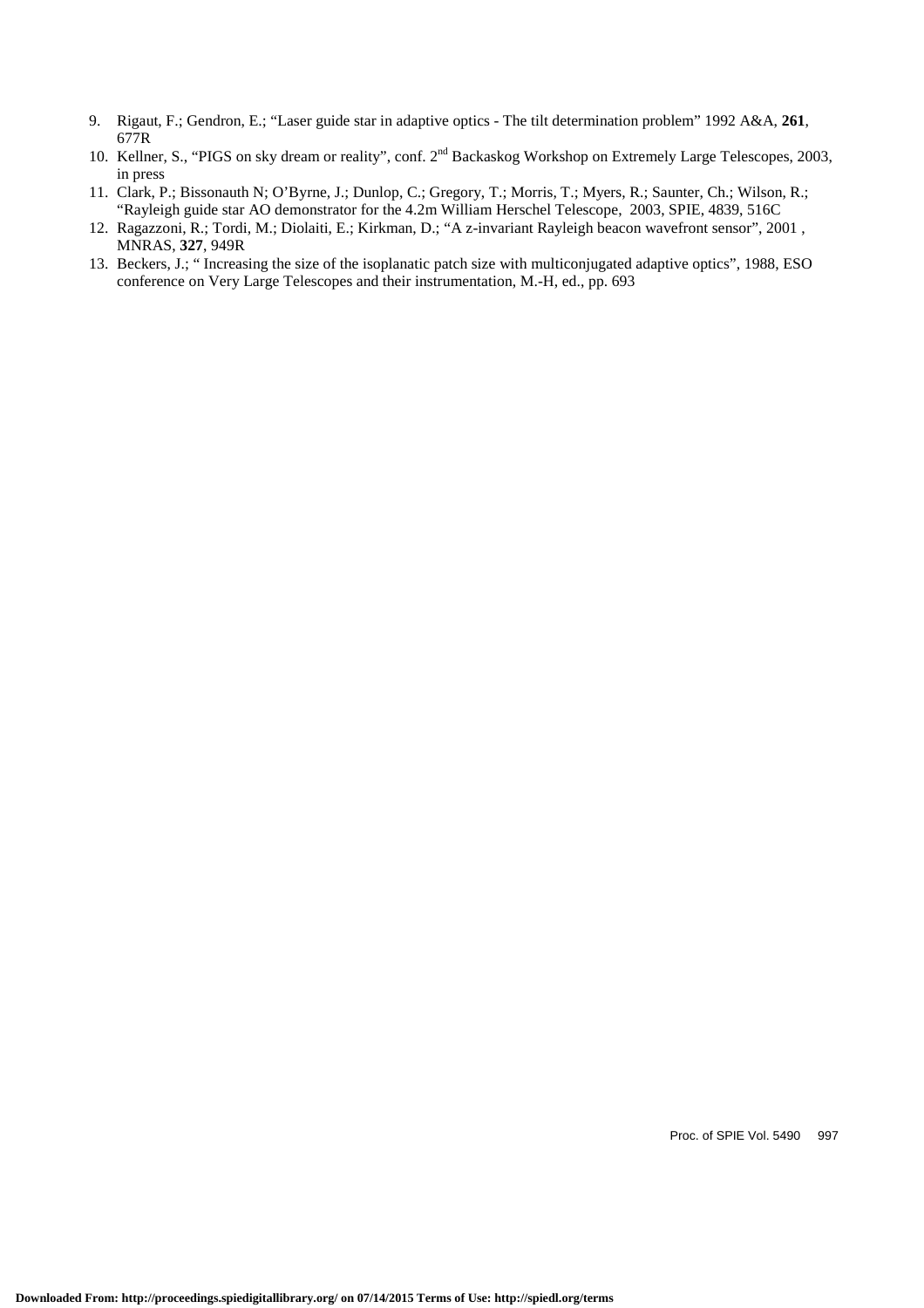9. Rigaut, F.; Gendron, E.; "Laser guide star in adaptive optics - The tilt determination problem" 1992 A&A, **261**, 677R
10. Kellner, S., "PIGS on sky dream or reality", conf. 2nd Backaskog Workshop on Extremely Large Telescopes, 2003, in press
11. Clark, P.; Bissonauth N; O'Byrne, J.; Dunlop, C.; Gregory, T.; Morris, T.; Myers, R.; Saunter, Ch.; Wilson, R.; "Rayleigh guide star AO demonstrator for the 4.2m William Herschel Telescope, 2003, SPIE, 4839, 516C
12. Ragazzoni, R.; Tordi, M.; Diolaiti, E.; Kirkman, D.; "A z-invariant Rayleigh beacon wavefront sensor", 2001 , MNRAS, **327**, 949R
13. Beckers, J.; " Increasing the size of the isoplanatic patch size with multiconjugated adaptive optics", 1988, ESO conference on Very Large Telescopes and their instrumentation, M.-H, ed., pp. 693